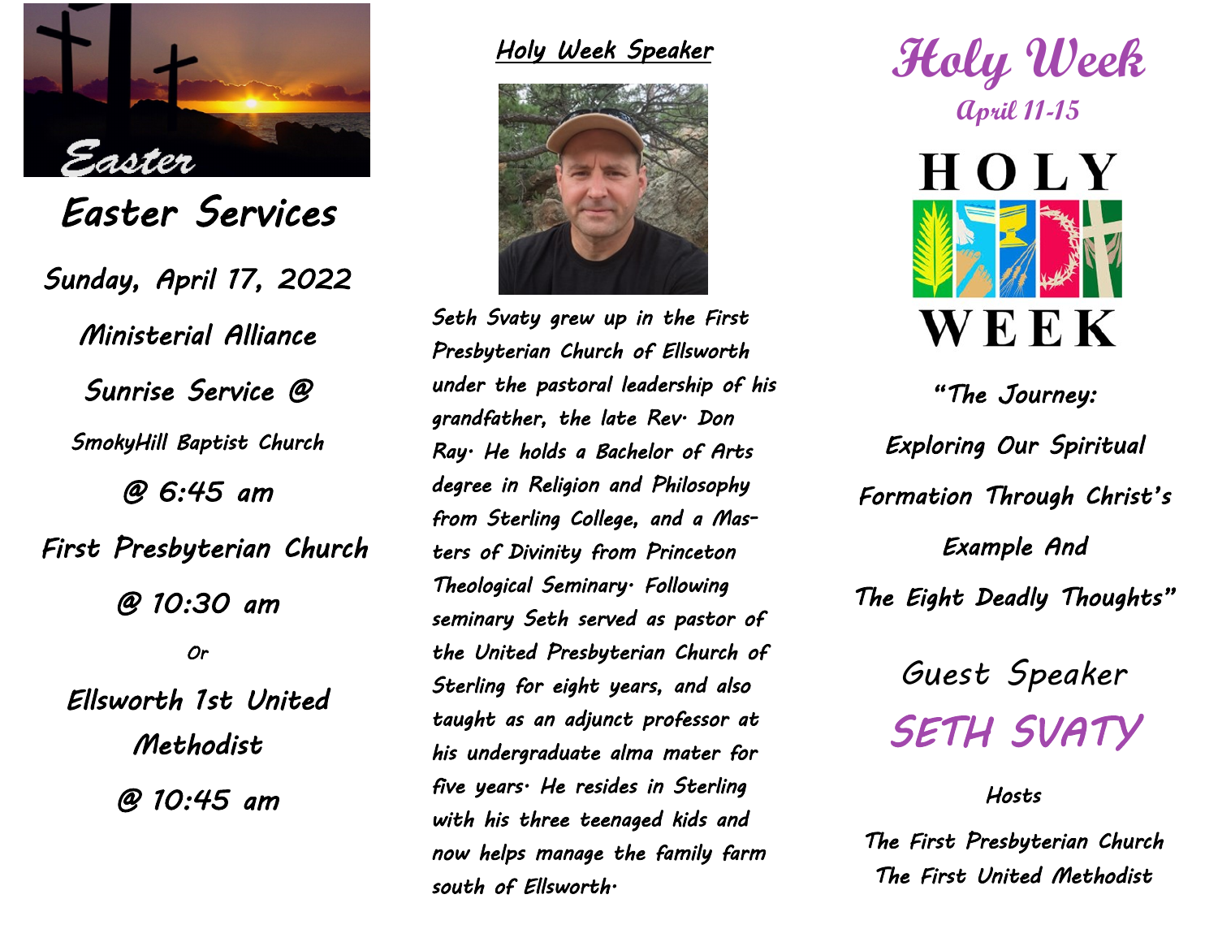Easter

# Easter Services

**Sunday, April 17, 2022**

**Ministerial Alliance**

**Sunrise Service @**

**SmokyHill Baptist Church**

**@ 6:45 am**

**First Presbyterian Church**

**@ 10:30 am**

*Or*

**Ellsworth 1st United Methodist**

**@ 10:45 am**

## *Holy Week Speaker*

*Seth Svaty grew up in the First Presbyterian Church of Ellsworth under the pastoral leadership of his grandfather, the late Rev. Don Ray. He holds a Bachelor of Arts degree in Religion and Philosophy from Sterling College, and a Masters of Divinity from Princeton Theological Seminary. Following seminary Seth served as pastor of the United Presbyterian Church of Sterling for eight years, and also taught as an adjunct professor at his undergraduate alma mater for five years. He resides in Sterling with his three teenaged kids and now helps manage the family farm south of Ellsworth.*

# Holy Week

**April 11-15**

HOLY WEEK

**"The Journey: Exploring Our Spiritual Formation Through Christ's Example And The Eight Deadly Thoughts"**

Guest Speaker

## SETH SVATY

**Hosts**

**The First Presbyterian Church**
**The First United Methodist**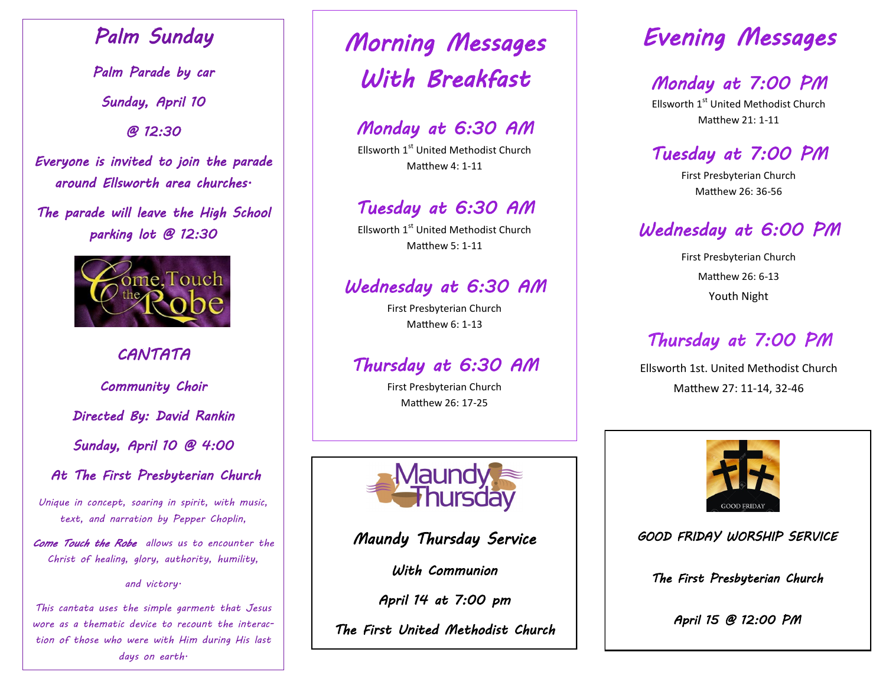# Palm Sunday

**Palm Parade by car**

**Sunday, April 10**

**@ 12:30**

**Everyone is invited to join the parade around Ellsworth area churches.**

**The parade will leave the High School parking lot @ 12:30**

## CANTATA

**Community Choir**

**Directed By: David Rankin**

**Sunday, April 10 @ 4:00**

**At The First Presbyterian Church**

*Unique in concept, soaring in spirit, with music, text, and narration by Pepper Choplin,*

***Come Touch the Robe*** *allows us to encounter the Christ of healing, glory, authority, humility,*

*and victory.*

*This cantata uses the simple garment that Jesus wore as a thematic device to recount the interaction of those who were with Him during His last days on earth.*

# Morning Messages With Breakfast

## Monday at 6:30 AM

Ellsworth 1st United Methodist Church
Matthew 4: 1-11

## Tuesday at 6:30 AM

Ellsworth 1st United Methodist Church
Matthew 5: 1-11

## Wednesday at 6:30 AM

First Presbyterian Church
Matthew 6: 1-13

## Thursday at 6:30 AM

First Presbyterian Church
Matthew 26: 17-25

## Maundy Thursday Service

**With Communion**

**April 14 at 7:00 pm**

**The First United Methodist Church**

# Evening Messages

## Monday at 7:00 PM

Ellsworth 1st United Methodist Church
Matthew 21: 1-11

## Tuesday at 7:00 PM

First Presbyterian Church
Matthew 26: 36-56

## Wednesday at 6:00 PM

First Presbyterian Church
Matthew 26: 6-13
Youth Night

## Thursday at 7:00 PM

Ellsworth 1st. United Methodist Church
Matthew 27: 11-14, 32-46

## GOOD FRIDAY WORSHIP SERVICE

**The First Presbyterian Church**

**April 15 @ 12:00 PM**